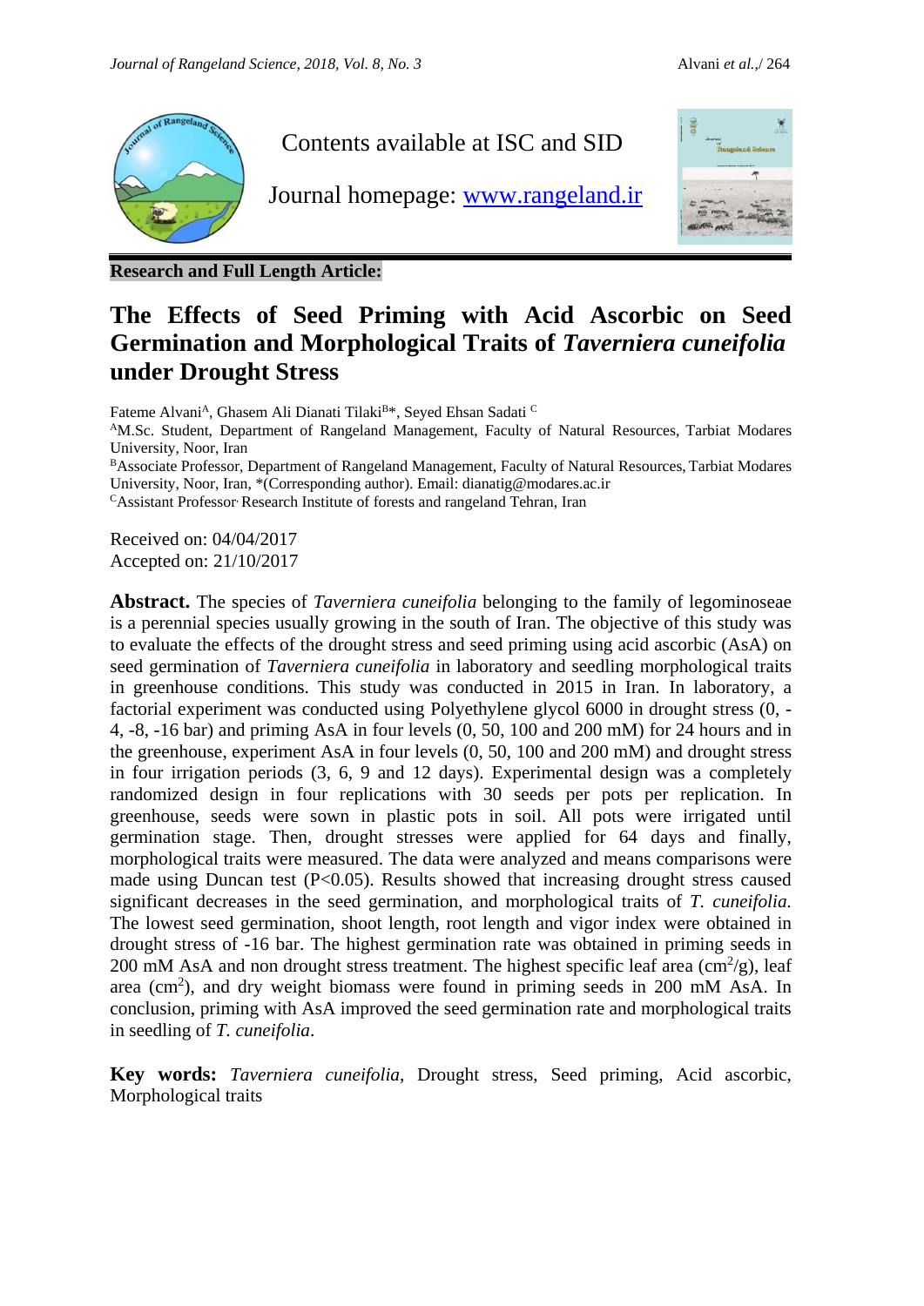Contents available at ISC and SID

Journal homepage: [www.rangeland.ir](http://www.rangeland.ir)

**Research and Full Length Article:**

# The Effects of Seed Priming with Acid Ascorbic on Seed Germination and Morphological Traits of *Taverniera cuneifolia* under Drought Stress

Fateme Alvani[A], Ghasem Ali Dianati Tilaki[B]*, Seyed Ehsan Sadati [C]

[A]M.Sc. Student, Department of Rangeland Management, Faculty of Natural Resources, Tarbiat Modares University, Noor, Iran

[B]Associate Professor, Department of Rangeland Management, Faculty of Natural Resources, Tarbiat Modares University, Noor, Iran, *(Corresponding author). Email: dianatig@modares.ac.ir

[C]Assistant Professor, Research Institute of forests and rangeland Tehran, Iran

Received on: 04/04/2017

Accepted on: 21/10/2017

**Abstract.** The species of *Taverniera cuneifolia* belonging to the family of legominoseae is a perennial species usually growing in the south of Iran. The objective of this study was to evaluate the effects of the drought stress and seed priming using acid ascorbic (AsA) on seed germination of *Taverniera cuneifolia* in laboratory and seedling morphological traits in greenhouse conditions. This study was conducted in 2015 in Iran. In laboratory, a factorial experiment was conducted using Polyethylene glycol 6000 in drought stress (0, -4, -8, -16 bar) and priming AsA in four levels (0, 50, 100 and 200 mM) for 24 hours and in the greenhouse, experiment AsA in four levels (0, 50, 100 and 200 mM) and drought stress in four irrigation periods (3, 6, 9 and 12 days). Experimental design was a completely randomized design in four replications with 30 seeds per pots per replication. In greenhouse, seeds were sown in plastic pots in soil. All pots were irrigated until germination stage. Then, drought stresses were applied for 64 days and finally, morphological traits were measured. The data were analyzed and means comparisons were made using Duncan test ($P<0.05$). Results showed that increasing drought stress caused significant decreases in the seed germination, and morphological traits of *T. cuneifolia.* The lowest seed germination, shoot length, root length and vigor index were obtained in drought stress of -16 bar. The highest germination rate was obtained in priming seeds in 200 mM AsA and non drought stress treatment. The highest specific leaf area ($cm^2/g$), leaf area ($cm^2$), and dry weight biomass were found in priming seeds in 200 mM AsA. In conclusion, priming with AsA improved the seed germination rate and morphological traits in seedling of *T. cuneifolia*.

**Key words:** *Taverniera cuneifolia*, Drought stress, Seed priming, Acid ascorbic, Morphological traits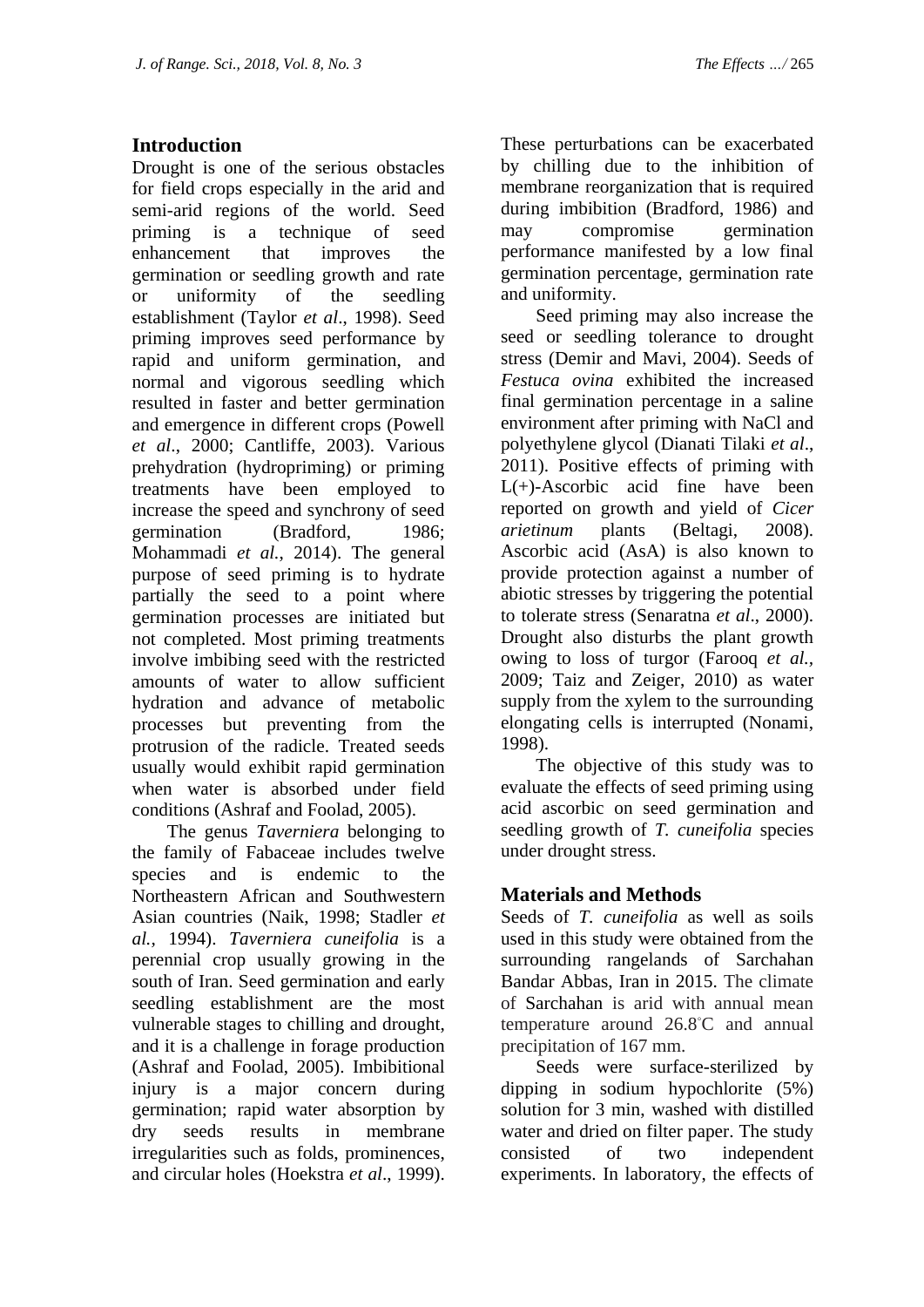## Introduction

Drought is one of the serious obstacles for field crops especially in the arid and semi-arid regions of the world. Seed priming is a technique of seed enhancement that improves the germination or seedling growth and rate or uniformity of the seedling establishment (Taylor *et al*., 1998). Seed priming improves seed performance by rapid and uniform germination, and normal and vigorous seedling which resulted in faster and better germination and emergence in different crops (Powell *et al*., 2000; Cantliffe, 2003). Various prehydration (hydropriming) or priming treatments have been employed to increase the speed and synchrony of seed germination (Bradford, 1986; Mohammadi *et al.*, 2014). The general purpose of seed priming is to hydrate partially the seed to a point where germination processes are initiated but not completed. Most priming treatments involve imbibing seed with the restricted amounts of water to allow sufficient hydration and advance of metabolic processes but preventing from the protrusion of the radicle. Treated seeds usually would exhibit rapid germination when water is absorbed under field conditions (Ashraf and Foolad, 2005).

The genus *Taverniera* belonging to the family of Fabaceae includes twelve species and is endemic to the Northeastern African and Southwestern Asian countries (Naik, 1998; Stadler *et al.*, 1994). *Taverniera cuneifolia* is a perennial crop usually growing in the south of Iran. Seed germination and early seedling establishment are the most vulnerable stages to chilling and drought, and it is a challenge in forage production (Ashraf and Foolad, 2005). Imbibitional injury is a major concern during germination; rapid water absorption by dry seeds results in membrane irregularities such as folds, prominences, and circular holes (Hoekstra *et al*., 1999). These perturbations can be exacerbated by chilling due to the inhibition of membrane reorganization that is required during imbibition (Bradford, 1986) and may compromise germination performance manifested by a low final germination percentage, germination rate and uniformity.

Seed priming may also increase the seed or seedling tolerance to drought stress (Demir and Mavi, 2004). Seeds of *Festuca ovina* exhibited the increased final germination percentage in a saline environment after priming with NaCl and polyethylene glycol (Dianati Tilaki *et al*., 2011). Positive effects of priming with L(+)-Ascorbic acid fine have been reported on growth and yield of *Cicer arietinum* plants (Beltagi, 2008). Ascorbic acid (AsA) is also known to provide protection against a number of abiotic stresses by triggering the potential to tolerate stress (Senaratna *et al*., 2000). Drought also disturbs the plant growth owing to loss of turgor (Farooq *et al.*, 2009; Taiz and Zeiger, 2010) as water supply from the xylem to the surrounding elongating cells is interrupted (Nonami, 1998).

The objective of this study was to evaluate the effects of seed priming using acid ascorbic on seed germination and seedling growth of *T. cuneifolia* species under drought stress.

## Materials and Methods

Seeds of *T. cuneifolia* as well as soils used in this study were obtained from the surrounding rangelands of Sarchahan Bandar Abbas, Iran in 2015. The climate of Sarchahan is arid with annual mean temperature around 26.8°C and annual precipitation of 167 mm.

Seeds were surface-sterilized by dipping in sodium hypochlorite (5%) solution for 3 min, washed with distilled water and dried on filter paper. The study consisted of two independent experiments. In laboratory, the effects of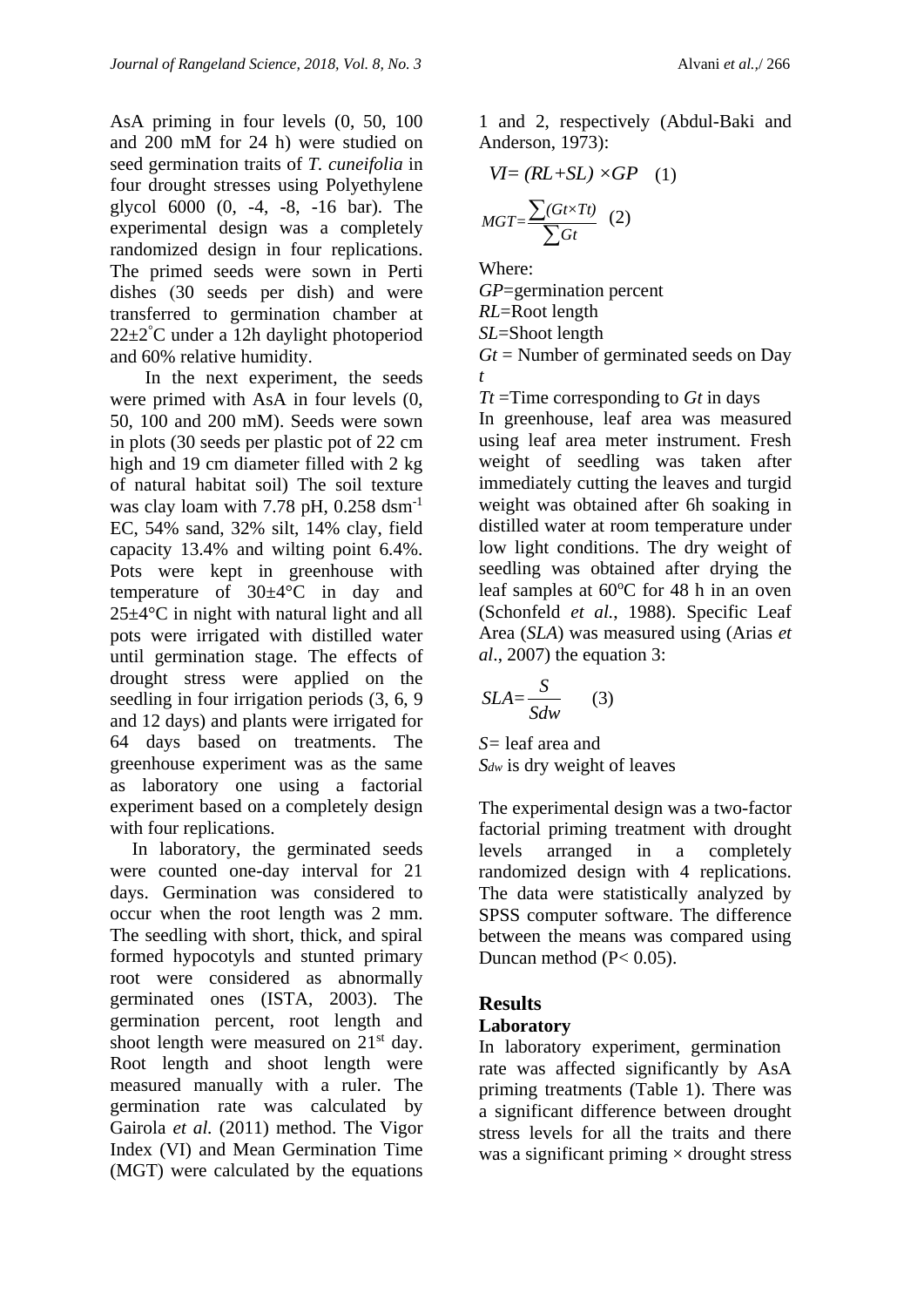AsA priming in four levels (0, 50, 100 and 200 mM for 24 h) were studied on seed germination traits of *T. cuneifolia* in four drought stresses using Polyethylene glycol 6000 (0, -4, -8, -16 bar). The experimental design was a completely randomized design in four replications. The primed seeds were sown in Perti dishes (30 seeds per dish) and were transferred to germination chamber at 22±2°C under a 12h daylight photoperiod and 60% relative humidity.

In the next experiment, the seeds were primed with AsA in four levels (0, 50, 100 and 200 mM). Seeds were sown in plots (30 seeds per plastic pot of 22 cm high and 19 cm diameter filled with 2 kg of natural habitat soil) The soil texture was clay loam with 7.78 pH, 0.258 $dsm^{-1}$ EC, 54% sand, 32% silt, 14% clay, field capacity 13.4% and wilting point 6.4%. Pots were kept in greenhouse with temperature of 30±4°C in day and 25±4°C in night with natural light and all pots were irrigated with distilled water until germination stage. The effects of drought stress were applied on the seedling in four irrigation periods (3, 6, 9 and 12 days) and plants were irrigated for 64 days based on treatments. The greenhouse experiment was as the same as laboratory one using a factorial experiment based on a completely design with four replications.

In laboratory, the germinated seeds were counted one-day interval for 21 days. Germination was considered to occur when the root length was 2 mm. The seedling with short, thick, and spiral formed hypocotyls and stunted primary root were considered as abnormally germinated ones (ISTA, 2003). The germination percent, root length and shoot length were measured on 21st day. Root length and shoot length were measured manually with a ruler. The germination rate was calculated by Gairola *et al.* (2011) method. The Vigor Index (VI) and Mean Germination Time (MGT) were calculated by the equations 1 and 2, respectively (Abdul-Baki and Anderson, 1973):

$$VI = (RL + SL) \times GP \quad (1)$$

$$MGT = \frac{\sum (Gt \times Tt)}{\sum Gt} \quad (2)$$

Where:
*GP*=germination percent
*RL*=Root length
*SL*=Shoot length
*Gt* = Number of germinated seeds on Day *t*
*Tt* =Time corresponding to *Gt* in days

In greenhouse, leaf area was measured using leaf area meter instrument. Fresh weight of seedling was taken after immediately cutting the leaves and turgid weight was obtained after 6h soaking in distilled water at room temperature under low light conditions. The dry weight of seedling was obtained after drying the leaf samples at 60°C for 48 h in an oven (Schonfeld *et al.*, 1988). Specific Leaf Area (*SLA*) was measured using (Arias *et al*., 2007) the equation 3:

$$SLA = \frac{S}{Sdw} \quad (3)$$

*S*= leaf area and
$S_{dw}$ is dry weight of leaves

The experimental design was a two-factor factorial priming treatment with drought levels arranged in a completely randomized design with 4 replications. The data were statistically analyzed by SPSS computer software. The difference between the means was compared using Duncan method ($P < 0.05$).

## Results

### Laboratory

In laboratory experiment, germination rate was affected significantly by AsA priming treatments (Table 1). There was a significant difference between drought stress levels for all the traits and there was a significant priming × drought stress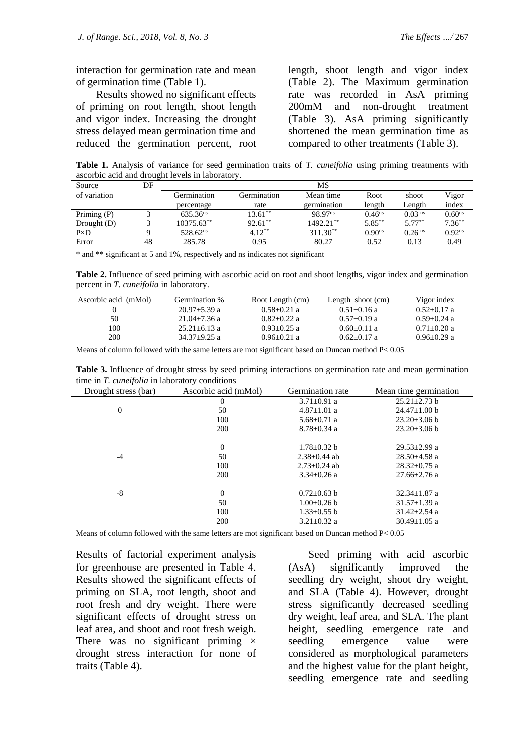interaction for germination rate and mean of germination time (Table 1).

Results showed no significant effects of priming on root length, shoot length and vigor index. Increasing the drought stress delayed mean germination time and reduced the germination percent, root length, shoot length and vigor index (Table 2). The Maximum germination rate was recorded in AsA priming 200mM and non-drought treatment (Table 3). AsA priming significantly shortened the mean germination time as compared to other treatments (Table 3).

**Table 1.** Analysis of variance for seed germination traits of *T. cuneifolia* using priming treatments with ascorbic acid and drought levels in laboratory.

| Source of variation | DF | MS | | | | | |
|---|---|---|---|---|---|---|---|
| | | Germination percentage | Germination rate | Mean time germination | Root length | shoot Length | Vigor index |
| Priming (P) | 3 | $635.36^{ns}$ | $13.61^{**}$ | $98.97^{ns}$ | $0.46^{ns}$ | $0.03^{ns}$ | $0.60^{ns}$ |
| Drought (D) | 3 | $10375.63^{**}$ | $92.61^{**}$ | $1492.21^{**}$ | $5.85^{**}$ | $5.77^{**}$ | $7.36^{**}$ |
| P×D | 9 | $528.62^{ns}$ | $4.12^{**}$ | $311.30^{**}$ | $0.90^{ns}$ | $0.26^{ns}$ | $0.92^{ns}$ |
| Error | 48 | 285.78 | 0.95 | 80.27 | 0.52 | 0.13 | 0.49 |

\* and \*\* significant at 5 and 1%, respectively and ns indicates not significant

**Table 2.** Influence of seed priming with ascorbic acid on root and shoot lengths, vigor index and germination percent in *T. cuneifolia* in laboratory.

| Ascorbic acid (mMol) | Germination % | Root Length (cm) | Length shoot (cm) | Vigor index |
|---|---|---|---|---|
| 0 | 20.97±5.39 a | 0.58±0.21 a | 0.51±0.16 a | 0.52±0.17 a |
| 50 | 21.04±7.36 a | 0.82±0.22 a | 0.57±0.19 a | 0.59±0.24 a |
| 100 | 25.21±6.13 a | 0.93±0.25 a | 0.60±0.11 a | 0.71±0.20 a |
| 200 | 34.37±9.25 a | 0.96±0.21 a | 0.62±0.17 a | 0.96±0.29 a |

Means of column followed with the same letters are mot significant based on Duncan method P< 0.05

**Table 3.** Influence of drought stress by seed priming interactions on germination rate and mean germination time in *T. cuneifolia* in laboratory conditions

| Drought stress (bar) | Ascorbic acid (mMol) | Germination rate | Mean time germination |
|---|---|---|---|
| | 0 | 3.71±0.91 a | 25.21±2.73 b |
| 0 | 50 | 4.87±1.01 a | 24.47±1.00 b |
| | 100 | 5.68±0.71 a | 23.20±3.06 b |
| | 200 | 8.78±0.34 a | 23.20±3.06 b |
| | 0 | 1.78±0.32 b | 29.53±2.99 a |
| -4 | 50 | 2.38±0.44 ab | 28.50±4.58 a |
| | 100 | 2.73±0.24 ab | 28.32±0.75 a |
| | 200 | 3.34±0.26 a | 27.66±2.76 a |
| -8 | 0 | 0.72±0.63 b | 32.34±1.87 a |
| | 50 | 1.00±0.26 b | 31.57±1.39 a |
| | 100 | 1.33±0.55 b | 31.42±2.54 a |
| | 200 | 3.21±0.32 a | 30.49±1.05 a |

Means of column followed with the same letters are mot significant based on Duncan method P< 0.05

Results of factorial experiment analysis for greenhouse are presented in Table 4. Results showed the significant effects of priming on SLA, root length, shoot and root fresh and dry weight. There were significant effects of drought stress on leaf area, and shoot and root fresh weigh. There was no significant priming × drought stress interaction for none of traits (Table 4).

Seed priming with acid ascorbic (AsA) significantly improved the seedling dry weight, shoot dry weight, and SLA (Table 4). However, drought stress significantly decreased seedling dry weight, leaf area, and SLA. The plant height, seedling emergence rate and seedling emergence value were considered as morphological parameters and the highest value for the plant height, seedling emergence rate and seedling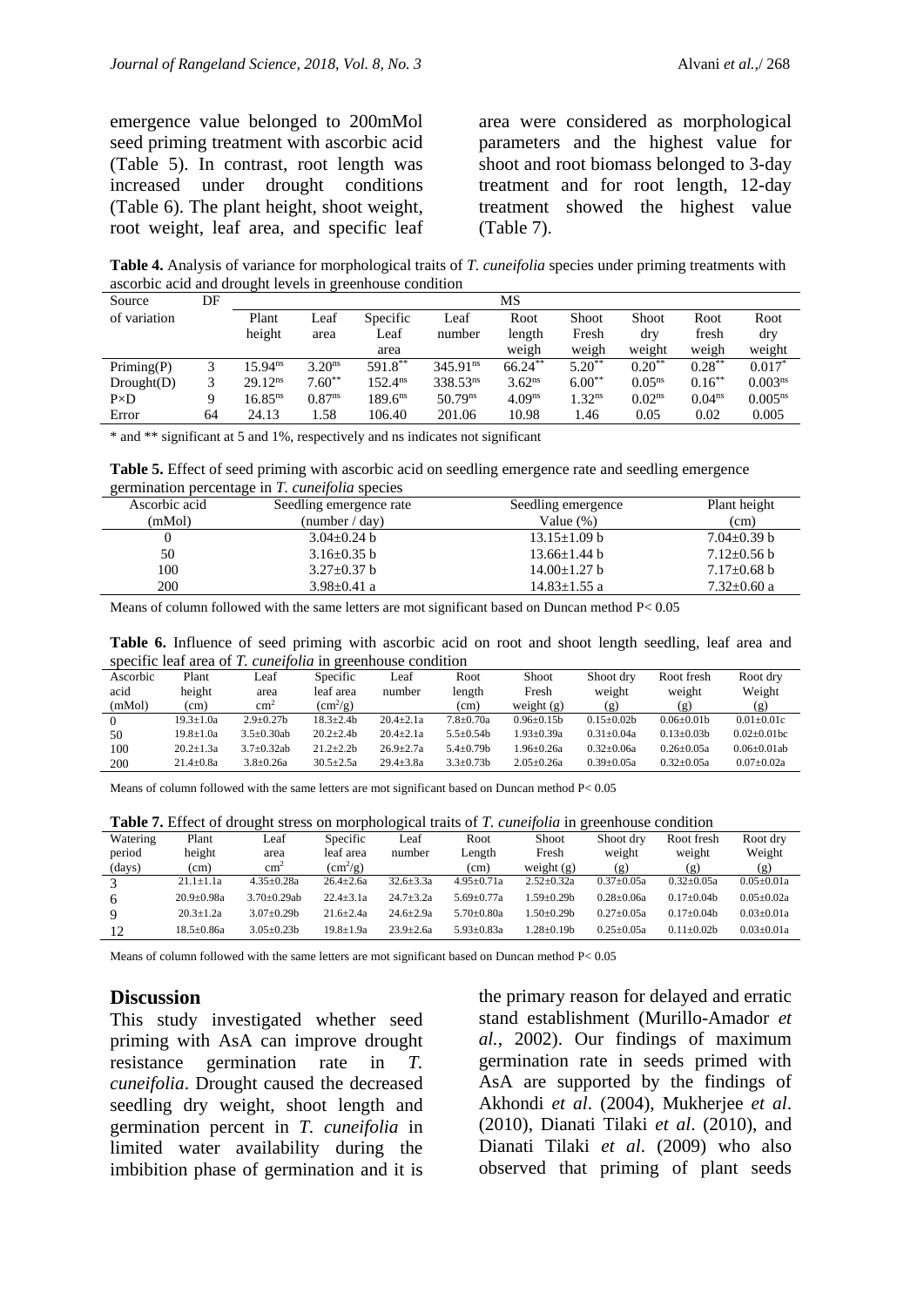emergence value belonged to 200mMol seed priming treatment with ascorbic acid (Table 5). In contrast, root length was increased under drought conditions (Table 6). The plant height, shoot weight, root weight, leaf area, and specific leaf area were considered as morphological parameters and the highest value for shoot and root biomass belonged to 3-day treatment and for root length, 12-day treatment showed the highest value (Table 7).

**Table 4.** Analysis of variance for morphological traits of *T. cuneifolia* species under priming treatments with ascorbic acid and drought levels in greenhouse condition

| Source of variation | DF | MS | | | | | | | | |
|---|---|---|---|---|---|---|---|---|---|---|
| | | Plant height | Leaf area | Specific Leaf area | Leaf number | Root length weigh | Shoot Fresh weigh | Shoot dry weight | Root fresh weigh | Root dry weight |
| Priming(P) | 3 | $15.94^{ns}$ | $3.20^{ns}$ | $591.8^{**}$ | $345.91^{ns}$ | $66.24^{**}$ | $5.20^{**}$ | $0.20^{**}$ | $0.28^{**}$ | $0.017^{*}$ |
| Drought(D) | 3 | $29.12^{ns}$ | $7.60^{**}$ | $152.4^{ns}$ | $338.53^{ns}$ | $3.62^{ns}$ | $6.00^{**}$ | $0.05^{ns}$ | $0.16^{**}$ | $0.003^{ns}$ |
| P×D | 9 | $16.85^{ns}$ | $0.87^{ns}$ | $189.6^{ns}$ | $50.79^{ns}$ | $4.09^{ns}$ | $1.32^{ns}$ | $0.02^{ns}$ | $0.04^{ns}$ | $0.005^{ns}$ |
| Error | 64 | 24.13 | 1.58 | 106.40 | 201.06 | 10.98 | 1.46 | 0.05 | 0.02 | 0.005 |

\* and \*\* significant at 5 and 1%, respectively and ns indicates not significant

**Table 5.** Effect of seed priming with ascorbic acid on seedling emergence rate and seedling emergence germination percentage in *T. cuneifolia* species

| Ascorbic acid (mMol) | Seedling emergence rate (number / day) | Seedling emergence Value (%) | Plant height (cm) |
|---|---|---|---|
| 0 | 3.04±0.24 b | 13.15±1.09 b | 7.04±0.39 b |
| 50 | 3.16±0.35 b | 13.66±1.44 b | 7.12±0.56 b |
| 100 | 3.27±0.37 b | 14.00±1.27 b | 7.17±0.68 b |
| 200 | 3.98±0.41 a | 14.83±1.55 a | 7.32±0.60 a |

Means of column followed with the same letters are mot significant based on Duncan method P< 0.05

**Table 6.** Influence of seed priming with ascorbic acid on root and shoot length seedling, leaf area and specific leaf area of *T. cuneifolia* in greenhouse condition

| Ascorbic acid (mMol) | Plant height (cm) | Leaf area $cm^2$ | Specific leaf area ($cm^2$/g) | Leaf number | Root length (cm) | Shoot Fresh weight (g) | Shoot dry weight (g) | Root fresh weight (g) | Root dry Weight (g) |
|---|---|---|---|---|---|---|---|---|---|
| 0 | 19.3±1.0a | 2.9±0.27b | 18.3±2.4b | 20.4±2.1a | 7.8±0.70a | 0.96±0.15b | 0.15±0.02b | 0.06±0.01b | 0.01±0.01c |
| 50 | 19.8±1.0a | 3.5±0.30ab | 20.2±2.4b | 20.4±2.1a | 5.5±0.54b | 1.93±0.39a | 0.31±0.04a | 0.13±0.03b | 0.02±0.01bc |
| 100 | 20.2±1.3a | 3.7±0.32ab | 21.2±2.2b | 26.9±2.7a | 5.4±0.79b | 1.96±0.26a | 0.32±0.06a | 0.26±0.05a | 0.06±0.01ab |
| 200 | 21.4±0.8a | 3.8±0.26a | 30.5±2.5a | 29.4±3.8a | 3.3±0.73b | 2.05±0.26a | 0.39±0.05a | 0.32±0.05a | 0.07±0.02a |

Means of column followed with the same letters are mot significant based on Duncan method P< 0.05

**Table 7.** Effect of drought stress on morphological traits of *T. cuneifolia* in greenhouse condition

| Watering period (days) | Plant height (cm) | Leaf area $cm^2$ | Specific leaf area ($cm^2$/g) | Leaf number | Root Length (cm) | Shoot Fresh weight (g) | Shoot dry weight (g) | Root fresh weight (g) | Root dry Weight (g) |
|---|---|---|---|---|---|---|---|---|---|
| 3 | 21.1±1.1a | 4.35±0.28a | 26.4±2.6a | 32.6±3.3a | 4.95±0.71a | 2.52±0.32a | 0.37±0.05a | 0.32±0.05a | 0.05±0.01a |
| 6 | 20.9±0.98a | 3.70±0.29ab | 22.4±3.1a | 24.7±3.2a | 5.69±0.77a | 1.59±0.29b | 0.28±0.06a | 0.17±0.04b | 0.05±0.02a |
| 9 | 20.3±1.2a | 3.07±0.29b | 21.6±2.4a | 24.6±2.9a | 5.70±0.80a | 1.50±0.29b | 0.27±0.05a | 0.17±0.04b | 0.03±0.01a |
| 12 | 18.5±0.86a | 3.05±0.23b | 19.8±1.9a | 23.9±2.6a | 5.93±0.83a | 1.28±0.19b | 0.25±0.05a | 0.11±0.02b | 0.03±0.01a |

Means of column followed with the same letters are mot significant based on Duncan method P< 0.05

## Discussion

This study investigated whether seed priming with AsA can improve drought resistance germination rate in *T. cuneifolia*. Drought caused the decreased seedling dry weight, shoot length and germination percent in *T. cuneifolia* in limited water availability during the imbibition phase of germination and it is the primary reason for delayed and erratic stand establishment (Murillo-Amador *et al.*, 2002). Our findings of maximum germination rate in seeds primed with AsA are supported by the findings of Akhondi *et al*. (2004), Mukherjee *et al*. (2010), Dianati Tilaki *et al*. (2010), and Dianati Tilaki *et al*. (2009) who also observed that priming of plant seeds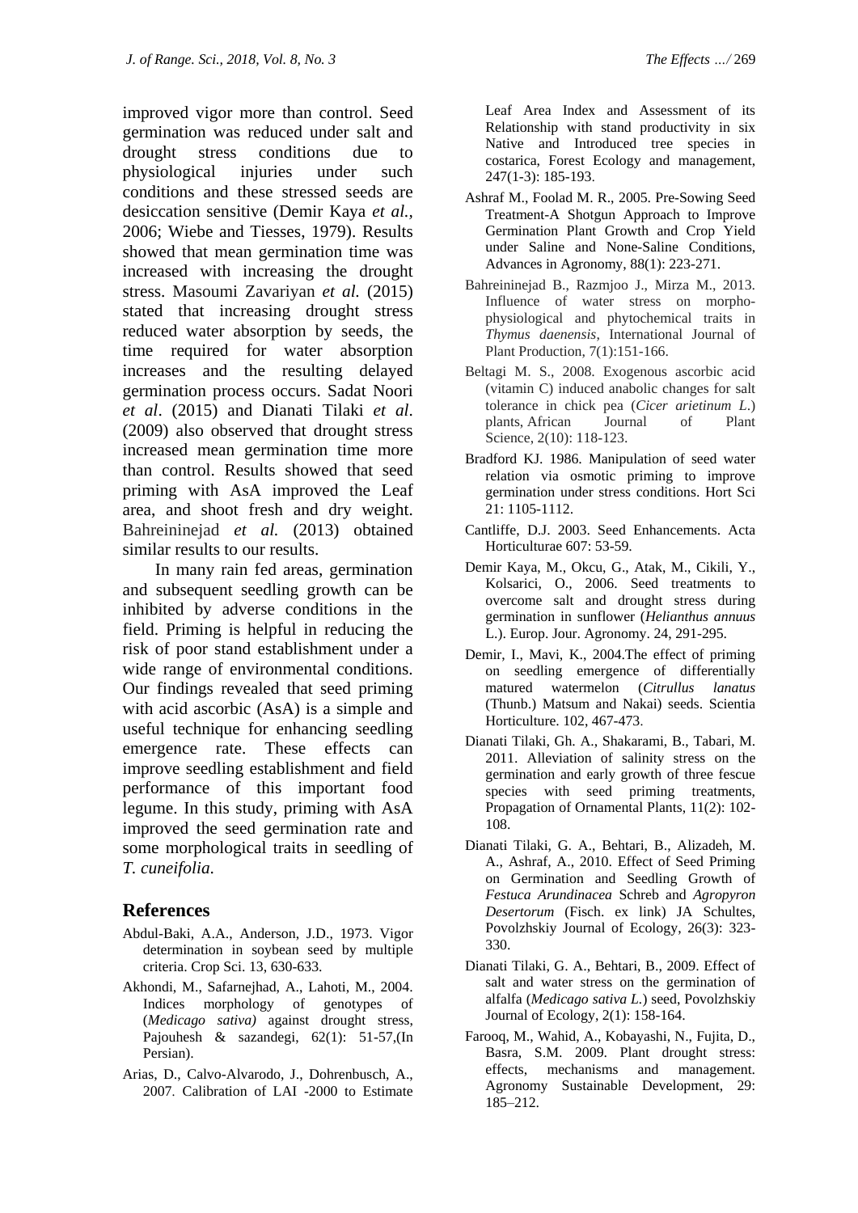improved vigor more than control. Seed germination was reduced under salt and drought stress conditions due to physiological injuries under such conditions and these stressed seeds are desiccation sensitive (Demir Kaya *et al.*, 2006; Wiebe and Tiesses, 1979). Results showed that mean germination time was increased with increasing the drought stress. Masoumi Zavariyan *et al.* (2015) stated that increasing drought stress reduced water absorption by seeds, the time required for water absorption increases and the resulting delayed germination process occurs. Sadat Noori *et al*. (2015) and Dianati Tilaki *et al*. (2009) also observed that drought stress increased mean germination time more than control. Results showed that seed priming with AsA improved the Leaf area, and shoot fresh and dry weight. Bahreininejad *et al.* (2013) obtained similar results to our results.

In many rain fed areas, germination and subsequent seedling growth can be inhibited by adverse conditions in the field. Priming is helpful in reducing the risk of poor stand establishment under a wide range of environmental conditions. Our findings revealed that seed priming with acid ascorbic (AsA) is a simple and useful technique for enhancing seedling emergence rate. These effects can improve seedling establishment and field performance of this important food legume. In this study, priming with AsA improved the seed germination rate and some morphological traits in seedling of *T. cuneifolia*.

## References

Abdul-Baki, A.A., Anderson, J.D., 1973. Vigor determination in soybean seed by multiple criteria. Crop Sci. 13, 630-633.

Akhondi, M., Safarnejhad, A., Lahoti, M., 2004. Indices morphology of genotypes of (*Medicago sativa)* against drought stress, Pajouhesh & sazandegi, 62(1): 51-57,(In Persian).

Arias, D., Calvo-Alvarodo, J., Dohrenbusch, A., 2007. Calibration of LAI -2000 to Estimate Leaf Area Index and Assessment of its Relationship with stand productivity in six Native and Introduced tree species in costarica, Forest Ecology and management, 247(1-3): 185-193.

Ashraf M., Foolad M. R., 2005. Pre-Sowing Seed Treatment-A Shotgun Approach to Improve Germination Plant Growth and Crop Yield under Saline and None-Saline Conditions, Advances in Agronomy, 88(1): 223-271.

Bahreininejad B., Razmjoo J., Mirza M., 2013. Influence of water stress on morpho-physiological and phytochemical traits in *Thymus daenensis*, International Journal of Plant Production, 7(1):151-166.

Beltagi M. S., 2008. Exogenous ascorbic acid (vitamin C) induced anabolic changes for salt tolerance in chick pea (*Cicer arietinum L*.) plants, African Journal of Plant Science, 2(10): 118-123.

Bradford KJ. 1986. Manipulation of seed water relation via osmotic priming to improve germination under stress conditions. Hort Sci 21: 1105-1112.

Cantliffe, D.J. 2003. Seed Enhancements. Acta Horticulturae 607: 53-59.

Demir Kaya, M., Okcu, G., Atak, M., Cikili, Y., Kolsarici, O., 2006. Seed treatments to overcome salt and drought stress during germination in sunflower (*Helianthus annuus* L.). Europ. Jour. Agronomy. 24, 291-295.

Demir, I., Mavi, K., 2004.The effect of priming on seedling emergence of differentially matured watermelon (*Citrullus lanatus* (Thunb.) Matsum and Nakai) seeds. Scientia Horticulture. 102, 467-473.

Dianati Tilaki, Gh. A., Shakarami, B., Tabari, M. 2011. Alleviation of salinity stress on the germination and early growth of three fescue species with seed priming treatments, Propagation of Ornamental Plants, 11(2): 102-108.

Dianati Tilaki, G. A., Behtari, B., Alizadeh, M. A., Ashraf, A., 2010. Effect of Seed Priming on Germination and Seedling Growth of *Festuca Arundinacea* Schreb and *Agropyron Desertorum* (Fisch. ex link) JA Schultes, Povolzhskiy Journal of Ecology, 26(3): 323-330.

Dianati Tilaki, G. A., Behtari, B., 2009. Effect of salt and water stress on the germination of alfalfa (*Medicago sativa L.*) seed, Povolzhskiy Journal of Ecology, 2(1): 158-164.

Farooq, M., Wahid, A., Kobayashi, N., Fujita, D., Basra, S.M. 2009. Plant drought stress: effects, mechanisms and management. Agronomy Sustainable Development, 29: 185–212.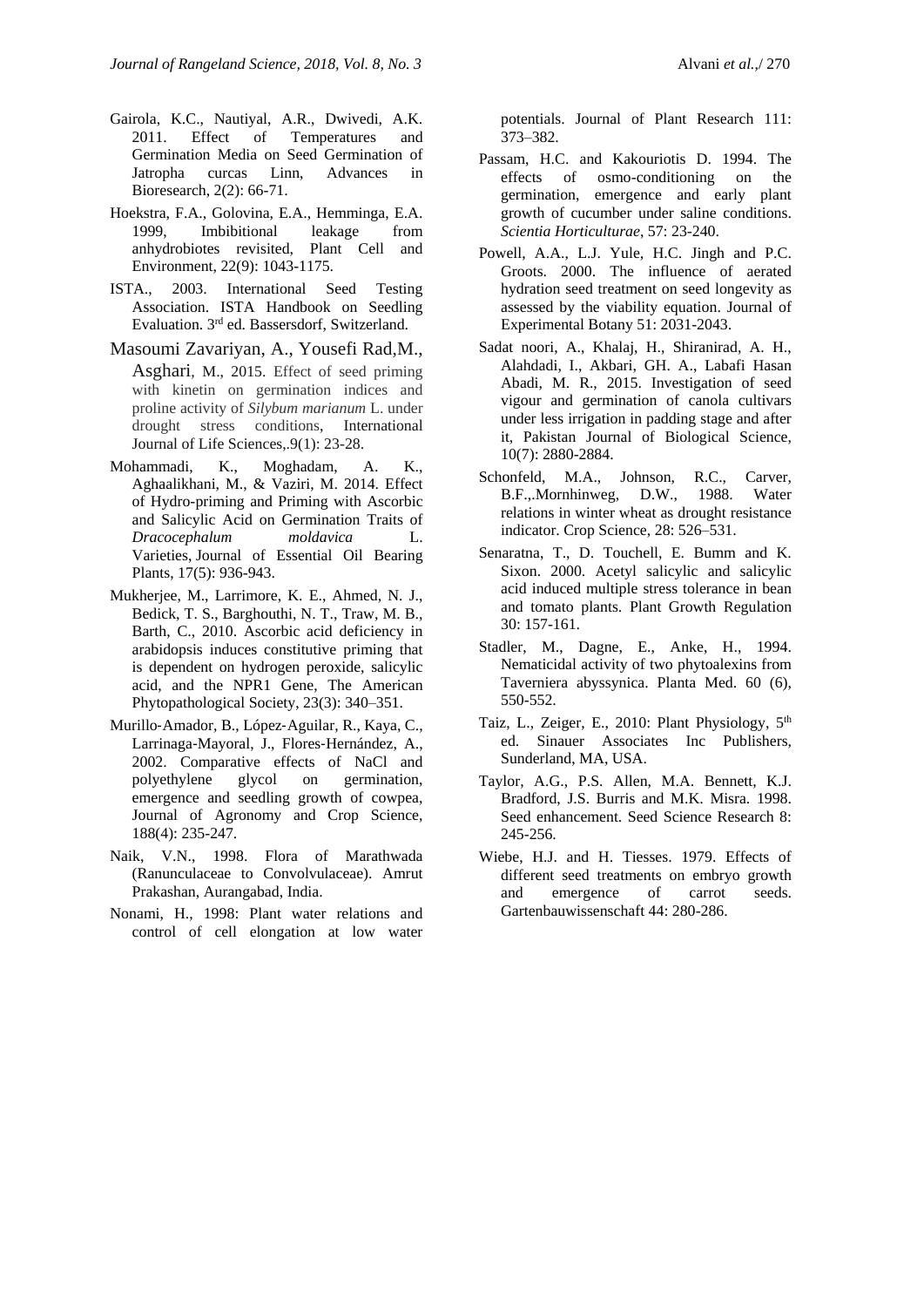Gairola, K.C., Nautiyal, A.R., Dwivedi, A.K. 2011. Effect of Temperatures and Germination Media on Seed Germination of Jatropha curcas Linn, Advances in Bioresearch, 2(2): 66-71.

Hoekstra, F.A., Golovina, E.A., Hemminga, E.A. 1999, Imbibitional leakage from anhydrobiotes revisited, Plant Cell and Environment, 22(9): 1043-1175.

ISTA., 2003. International Seed Testing Association. ISTA Handbook on Seedling Evaluation. 3rd ed. Bassersdorf, Switzerland.

Masoumi Zavariyan, A., Yousefi Rad,M., Asghari, M., 2015. Effect of seed priming with kinetin on germination indices and proline activity of *Silybum marianum* L. under drought stress conditions, International Journal of Life Sciences,.9(1): 23-28.

Mohammadi, K., Moghadam, A. K., Aghaalikhani, M., & Vaziri, M. 2014. Effect of Hydro-priming and Priming with Ascorbic and Salicylic Acid on Germination Traits of *Dracocephalum moldavica* L. Varieties, Journal of Essential Oil Bearing Plants, 17(5): 936-943.

Mukherjee, M., Larrimore, K. E., Ahmed, N. J., Bedick, T. S., Barghouthi, N. T., Traw, M. B., Barth, C., 2010. Ascorbic acid deficiency in arabidopsis induces constitutive priming that is dependent on hydrogen peroxide, salicylic acid, and the NPR1 Gene, The American Phytopathological Society, 23(3): 340–351.

Murillo-Amador, B., López-Aguilar, R., Kaya, C., Larrinaga-Mayoral, J., Flores-Hernández, A., 2002. Comparative effects of NaCl and polyethylene glycol on germination, emergence and seedling growth of cowpea, Journal of Agronomy and Crop Science, 188(4): 235-247.

Naik, V.N., 1998. Flora of Marathwada (Ranunculaceae to Convolvulaceae). Amrut Prakashan, Aurangabad, India.

Nonami, H., 1998: Plant water relations and control of cell elongation at low water potentials. Journal of Plant Research 111: 373–382.

Passam, H.C. and Kakouriotis D. 1994. The effects of osmo-conditioning on the germination, emergence and early plant growth of cucumber under saline conditions. *Scientia Horticulturae*, 57: 23-240.

Powell, A.A., L.J. Yule, H.C. Jingh and P.C. Groots. 2000. The influence of aerated hydration seed treatment on seed longevity as assessed by the viability equation. Journal of Experimental Botany 51: 2031-2043.

Sadat noori, A., Khalaj, H., Shiranirad, A. H., Alahdadi, I., Akbari, GH. A., Labafi Hasan Abadi, M. R., 2015. Investigation of seed vigour and germination of canola cultivars under less irrigation in padding stage and after it, Pakistan Journal of Biological Science, 10(7): 2880-2884.

Schonfeld, M.A., Johnson, R.C., Carver, B.F.,.Mornhinweg, D.W., 1988. Water relations in winter wheat as drought resistance indicator. Crop Science, 28: 526–531.

Senaratna, T., D. Touchell, E. Bumm and K. Sixon. 2000. Acetyl salicylic and salicylic acid induced multiple stress tolerance in bean and tomato plants. Plant Growth Regulation 30: 157-161.

Stadler, M., Dagne, E., Anke, H., 1994. Nematicidal activity of two phytoalexins from Taverniera abyssynica. Planta Med. 60 (6), 550-552.

Taiz, L., Zeiger, E., 2010: Plant Physiology, 5th ed. Sinauer Associates Inc Publishers, Sunderland, MA, USA.

Taylor, A.G., P.S. Allen, M.A. Bennett, K.J. Bradford, J.S. Burris and M.K. Misra. 1998. Seed enhancement. Seed Science Research 8: 245-256.

Wiebe, H.J. and H. Tiesses. 1979. Effects of different seed treatments on embryo growth and emergence of carrot seeds. Gartenbauwissenschaft 44: 280-286.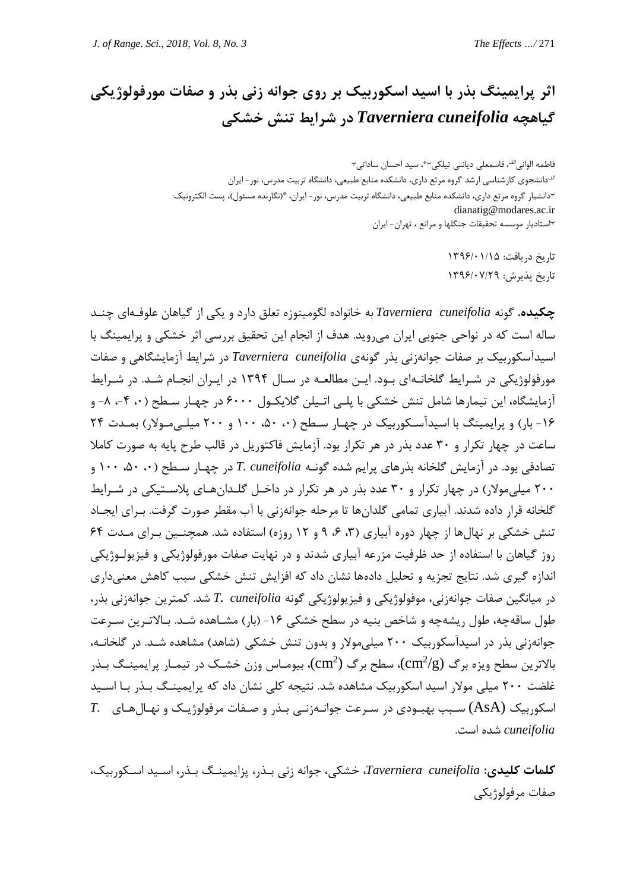# اثر پرایمینگ بذر با اسید اسکوربیک بر روی جوانه زنی بذر و صفات مورفولوژیکی گیاهچه *Taverniera cuneifolia* در شرایط تنش خشکی

فاطمه الوانی[الف]، قاسمعلی دیانتی تیلکی[ب]*، سید احسان ساداتی[ج]

[الف]دانشجوی کارشناسی ارشد گروه مرتع داری، دانشکده منابع طبیعی، دانشگاه تربیت مدرس، نور- ایران

[ب]دانشیار گروه مرتع داری، دانشکده منابع طبیعی، دانشگاه تربیت مدرس، نور- ایران، *(نگارنده مسئول)، پست الکترونیک: dianatig@modares.ac.ir

[ج]استادیار موسسه تحقیقات جنگلها و مراتع ، تهران- ایران

تاریخ دریافت: ۱۳۹۶/۰۱/۱۵

تاریخ پذیرش: ۱۳۹۶/۰۷/۲۹

**چکیده.** گونه *Taverniera cuneifolia* به خانواده لگومینوزه تعلق دارد و یکی از گیاهان علوفه‌ای چند ساله است که در نواحی جنوبی ایران می‌روید. هدف از انجام این تحقیق بررسی اثر خشکی و پرایمینگ با اسیدآسکوربیک بر صفات جوانه‌زنی بذر گونه‌ی *Taverniera cuneifolia* در شرایط آزمایشگاهی و صفات مورفولوژیکی در شرایط گلخانه‌ای بود. این مطالعه در سال ۱۳۹۴ در ایران انجام شد. در شرایط آزمایشگاه، این تیمارها شامل تنش خشکی با پلی اتیلن گلایکول ۶۰۰۰ در چهار سطح (۰، ۴-، ۸- و ۱۶- بار) و پرایمینگ با اسیدآسکوربیک در چهار سطح (۰، ۵۰، ۱۰۰ و ۲۰۰ میلی‌مولار) بمدت ۲۴ ساعت در چهار تکرار و ۳۰ عدد بذر در هر تکرار بود. آزمایش فاکتوریل در قالب طرح پایه به صورت کاملا تصادفی بود. در آزمایش گلخانه بذرهای پرایم شده گونه *T. cuneifolia* در چهار سطح (۰، ۵۰، ۱۰۰ و ۲۰۰ میلی‌مولار) در چهار تکرار و ۳۰ عدد بذر در هر تکرار در داخل گلدان‌های پلاستیکی در شرایط گلخانه قرار داده شدند. آبیاری تمامی گلدان‌ها تا مرحله جوانه‌زنی با آب مقطر صورت گرفت. برای ایجاد تنش خشکی بر نهال‌ها از چهار دوره آبیاری (۳، ۶، ۹ و ۱۲ روزه) استفاده شد. همچنین برای مدت ۶۴ روز گیاهان با استفاده از حد ظرفیت مزرعه آبیاری شدند و در نهایت صفات مورفولوژیکی و فیزیولوژیکی اندازه گیری شد. نتایج تجزیه و تحلیل داده‌ها نشان داد که افزایش تنش خشکی سبب کاهش معنی‌داری در میانگین صفات جوانه‌زنی، موفولوژیکی و فیزیولوژیکی گونه *T. cuneifolia* شد. کمترین جوانه‌زنی بذر، طول ساقه‌چه، طول ریشه‌چه و شاخص بنیه در سطح خشکی ۱۶- (بار) مشاهده شد. بالاترین سرعت جوانه‌زنی بذر در اسیدآسکوربیک ۲۰۰ میلی‌مولار و بدون تنش خشکی (شاهد) مشاهده شد. در گلخانه، بالاترین سطح ویژه برگ ($cm^2/g$)، سطح برگ ($cm^2$)، بیوماس وزن خشک در تیمار پرایمینگ بذر غلظت ۲۰۰ میلی مولار اسید اسکوربیک مشاهده شد. نتیجه کلی نشان داد که پرایمینگ بذر با اسید اسکوربیک (AsA) سبب بهبودی در سرعت جوانه‌زنی بذر و صفات مرفولوژیک و نهال‌های *T. cuneifolia* شده است.

**کلمات کلیدی:** *Taverniera cuneifolia*، خشکی، جوانه زنی بذر، پزایمینگ بذر، اسید اسکوربیک، صفات مرفولوژیکی